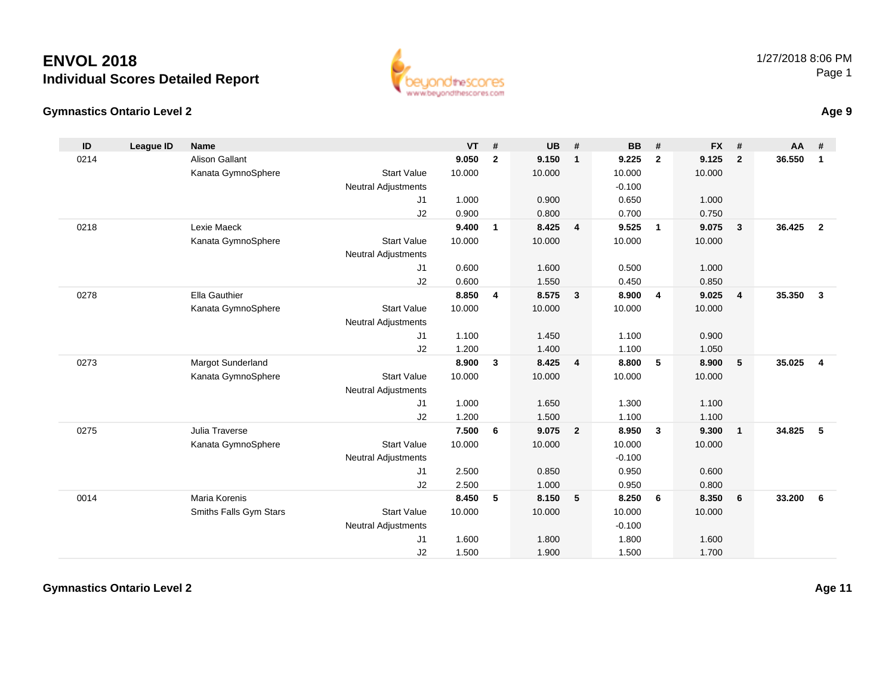# ENVOL 2018

## Individual Scores Detailed Report

1/27/2018 8:06 PM

### Gymnastics Ontario Level 2

**Age 9**

| ID | League ID | Name | | VT | # | UB | # | BB | # | FX | # | AA | # |
|---|---|---|---|---|---|---|---|---|---|---|---|---|---|
| 0214 | | Alison Gallant | | **9.050** | **2** | **9.150** | **1** | **9.225** | **2** | **9.125** | **2** | **36.550** | **1** |
| | | Kanata GymnoSphere | Start Value | 10.000 | | 10.000 | | 10.000 | | 10.000 | | | |
| | | | Neutral Adjustments | | | | | -0.100 | | | | | |
| | | | J1 | 1.000 | | 0.900 | | 0.650 | | 1.000 | | | |
| | | | J2 | 0.900 | | 0.800 | | 0.700 | | 0.750 | | | |
| 0218 | | Lexie Maeck | | **9.400** | **1** | **8.425** | **4** | **9.525** | **1** | **9.075** | **3** | **36.425** | **2** |
| | | Kanata GymnoSphere | Start Value | 10.000 | | 10.000 | | 10.000 | | 10.000 | | | |
| | | | Neutral Adjustments | | | | | | | | | | |
| | | | J1 | 0.600 | | 1.600 | | 0.500 | | 1.000 | | | |
| | | | J2 | 0.600 | | 1.550 | | 0.450 | | 0.850 | | | |
| 0278 | | Ella Gauthier | | **8.850** | **4** | **8.575** | **3** | **8.900** | **4** | **9.025** | **4** | **35.350** | **3** |
| | | Kanata GymnoSphere | Start Value | 10.000 | | 10.000 | | 10.000 | | 10.000 | | | |
| | | | Neutral Adjustments | | | | | | | | | | |
| | | | J1 | 1.100 | | 1.450 | | 1.100 | | 0.900 | | | |
| | | | J2 | 1.200 | | 1.400 | | 1.100 | | 1.050 | | | |
| 0273 | | Margot Sunderland | | **8.900** | **3** | **8.425** | **4** | **8.800** | **5** | **8.900** | **5** | **35.025** | **4** |
| | | Kanata GymnoSphere | Start Value | 10.000 | | 10.000 | | 10.000 | | 10.000 | | | |
| | | | Neutral Adjustments | | | | | | | | | | |
| | | | J1 | 1.000 | | 1.650 | | 1.300 | | 1.100 | | | |
| | | | J2 | 1.200 | | 1.500 | | 1.100 | | 1.100 | | | |
| 0275 | | Julia Traverse | | **7.500** | **6** | **9.075** | **2** | **8.950** | **3** | **9.300** | **1** | **34.825** | **5** |
| | | Kanata GymnoSphere | Start Value | 10.000 | | 10.000 | | 10.000 | | 10.000 | | | |
| | | | Neutral Adjustments | | | | | -0.100 | | | | | |
| | | | J1 | 2.500 | | 0.850 | | 0.950 | | 0.600 | | | |
| | | | J2 | 2.500 | | 1.000 | | 0.950 | | 0.800 | | | |
| 0014 | | Maria Korenis | | **8.450** | **5** | **8.150** | **5** | **8.250** | **6** | **8.350** | **6** | **33.200** | **6** |
| | | Smiths Falls Gym Stars | Start Value | 10.000 | | 10.000 | | 10.000 | | 10.000 | | | |
| | | | Neutral Adjustments | | | | | -0.100 | | | | | |
| | | | J1 | 1.600 | | 1.800 | | 1.800 | | 1.600 | | | |
| | | | J2 | 1.500 | | 1.900 | | 1.500 | | 1.700 | | | |

### Gymnastics Ontario Level 2

**Age 11**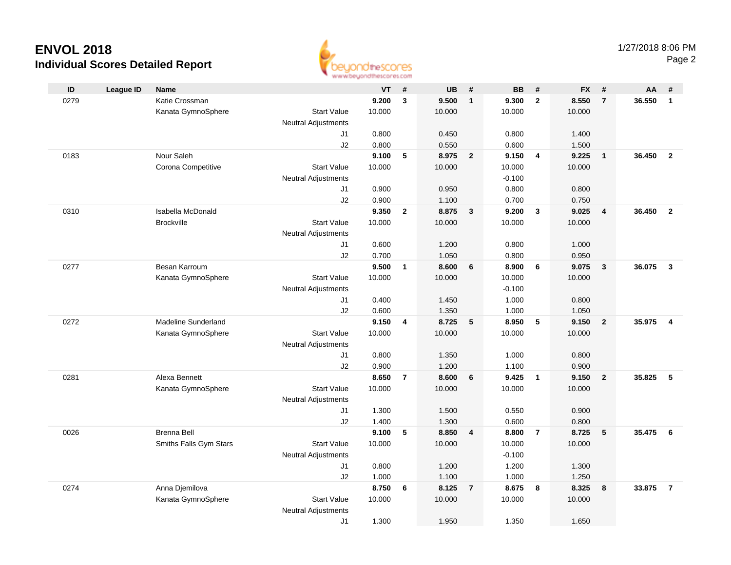# ENVOL 2018

## Individual Scores Detailed Report

1/27/2018 8:06 PM

| ID | League ID | Name | | VT | # | UB | # | BB | # | FX | # | AA | # |
|---|---|---|---|---|---|---|---|---|---|---|---|---|---|
| 0279 | | Katie Crossman | | **9.200** | **3** | **9.500** | **1** | **9.300** | **2** | **8.550** | **7** | **36.550** | **1** |
| | | Kanata GymnoSphere | Start Value | 10.000 | | 10.000 | | 10.000 | | 10.000 | | | |
| | | | Neutral Adjustments | | | | | | | | | | |
| | | | J1 | 0.800 | | 0.450 | | 0.800 | | 1.400 | | | |
| | | | J2 | 0.800 | | 0.550 | | 0.600 | | 1.500 | | | |
| 0183 | | Nour Saleh | | **9.100** | **5** | **8.975** | **2** | **9.150** | **4** | **9.225** | **1** | **36.450** | **2** |
| | | Corona Competitive | Start Value | 10.000 | | 10.000 | | 10.000 | | 10.000 | | | |
| | | | Neutral Adjustments | | | | | -0.100 | | | | | |
| | | | J1 | 0.900 | | 0.950 | | 0.800 | | 0.800 | | | |
| | | | J2 | 0.900 | | 1.100 | | 0.700 | | 0.750 | | | |
| 0310 | | Isabella McDonald | | **9.350** | **2** | **8.875** | **3** | **9.200** | **3** | **9.025** | **4** | **36.450** | **2** |
| | | Brockville | Start Value | 10.000 | | 10.000 | | 10.000 | | 10.000 | | | |
| | | | Neutral Adjustments | | | | | | | | | | |
| | | | J1 | 0.600 | | 1.200 | | 0.800 | | 1.000 | | | |
| | | | J2 | 0.700 | | 1.050 | | 0.800 | | 0.950 | | | |
| 0277 | | Besan Karroum | | **9.500** | **1** | **8.600** | **6** | **8.900** | **6** | **9.075** | **3** | **36.075** | **3** |
| | | Kanata GymnoSphere | Start Value | 10.000 | | 10.000 | | 10.000 | | 10.000 | | | |
| | | | Neutral Adjustments | | | | | -0.100 | | | | | |
| | | | J1 | 0.400 | | 1.450 | | 1.000 | | 0.800 | | | |
| | | | J2 | 0.600 | | 1.350 | | 1.000 | | 1.050 | | | |
| 0272 | | Madeline Sunderland | | **9.150** | **4** | **8.725** | **5** | **8.950** | **5** | **9.150** | **2** | **35.975** | **4** |
| | | Kanata GymnoSphere | Start Value | 10.000 | | 10.000 | | 10.000 | | 10.000 | | | |
| | | | Neutral Adjustments | | | | | | | | | | |
| | | | J1 | 0.800 | | 1.350 | | 1.000 | | 0.800 | | | |
| | | | J2 | 0.900 | | 1.200 | | 1.100 | | 0.900 | | | |
| 0281 | | Alexa Bennett | | **8.650** | **7** | **8.600** | **6** | **9.425** | **1** | **9.150** | **2** | **35.825** | **5** |
| | | Kanata GymnoSphere | Start Value | 10.000 | | 10.000 | | 10.000 | | 10.000 | | | |
| | | | Neutral Adjustments | | | | | | | | | | |
| | | | J1 | 1.300 | | 1.500 | | 0.550 | | 0.900 | | | |
| | | | J2 | 1.400 | | 1.300 | | 0.600 | | 0.800 | | | |
| 0026 | | Brenna Bell | | **9.100** | **5** | **8.850** | **4** | **8.800** | **7** | **8.725** | **5** | **35.475** | **6** |
| | | Smiths Falls Gym Stars | Start Value | 10.000 | | 10.000 | | 10.000 | | 10.000 | | | |
| | | | Neutral Adjustments | | | | | -0.100 | | | | | |
| | | | J1 | 0.800 | | 1.200 | | 1.200 | | 1.300 | | | |
| | | | J2 | 1.000 | | 1.100 | | 1.000 | | 1.250 | | | |
| 0274 | | Anna Djemilova | | **8.750** | **6** | **8.125** | **7** | **8.675** | **8** | **8.325** | **8** | **33.875** | **7** |
| | | Kanata GymnoSphere | Start Value | 10.000 | | 10.000 | | 10.000 | | 10.000 | | | |
| | | | Neutral Adjustments | | | | | | | | | | |
| | | | J1 | 1.300 | | 1.950 | | 1.350 | | 1.650 | | | |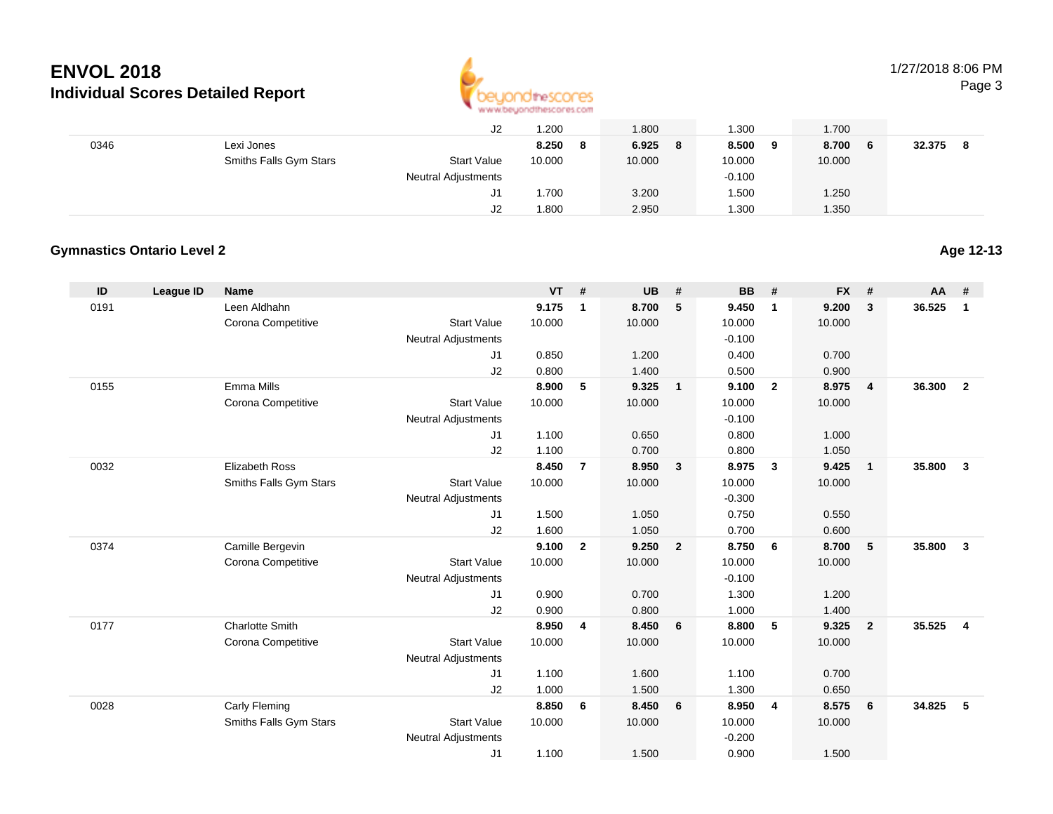# ENVOL 2018

## Individual Scores Detailed Report

1/27/2018 8:06 PM

| ID | League ID | Name | | VT | # | UB | # | BB | # | FX | # | AA | # |
|---|---|---|---|---|---|---|---|---|---|---|---|---|---|
| | | | J2 | 1.200 | | 1.800 | | 1.300 | | 1.700 | | | |
| 0346 | | Lexi Jones | | 8.250 | 8 | 6.925 | 8 | 8.500 | 9 | 8.700 | 6 | 32.375 | 8 |
| | | Smiths Falls Gym Stars | Start Value | 10.000 | | 10.000 | | 10.000 | | 10.000 | | | |
| | | | Neutral Adjustments | | | | | -0.100 | | | | | |
| | | | J1 | 1.700 | | 3.200 | | 1.500 | | 1.250 | | | |
| | | | J2 | 1.800 | | 2.950 | | 1.300 | | 1.350 | | | |

### Gymnastics Ontario Level 2

Age 12-13

| ID | League ID | Name | | VT | # | UB | # | BB | # | FX | # | AA | # |
|---|---|---|---|---|---|---|---|---|---|---|---|---|---|
| 0191 | | Leen Aldhahn | | 9.175 | 1 | 8.700 | 5 | 9.450 | 1 | 9.200 | 3 | 36.525 | 1 |
| | | Corona Competitive | Start Value | 10.000 | | 10.000 | | 10.000 | | 10.000 | | | |
| | | | Neutral Adjustments | | | | | -0.100 | | | | | |
| | | | J1 | 0.850 | | 1.200 | | 0.400 | | 0.700 | | | |
| | | | J2 | 0.800 | | 1.400 | | 0.500 | | 0.900 | | | |
| 0155 | | Emma Mills | | 8.900 | 5 | 9.325 | 1 | 9.100 | 2 | 8.975 | 4 | 36.300 | 2 |
| | | Corona Competitive | Start Value | 10.000 | | 10.000 | | 10.000 | | 10.000 | | | |
| | | | Neutral Adjustments | | | | | -0.100 | | | | | |
| | | | J1 | 1.100 | | 0.650 | | 0.800 | | 1.000 | | | |
| | | | J2 | 1.100 | | 0.700 | | 0.800 | | 1.050 | | | |
| 0032 | | Elizabeth Ross | | 8.450 | 7 | 8.950 | 3 | 8.975 | 3 | 9.425 | 1 | 35.800 | 3 |
| | | Smiths Falls Gym Stars | Start Value | 10.000 | | 10.000 | | 10.000 | | 10.000 | | | |
| | | | Neutral Adjustments | | | | | -0.300 | | | | | |
| | | | J1 | 1.500 | | 1.050 | | 0.750 | | 0.550 | | | |
| | | | J2 | 1.600 | | 1.050 | | 0.700 | | 0.600 | | | |
| 0374 | | Camille Bergevin | | 9.100 | 2 | 9.250 | 2 | 8.750 | 6 | 8.700 | 5 | 35.800 | 3 |
| | | Corona Competitive | Start Value | 10.000 | | 10.000 | | 10.000 | | 10.000 | | | |
| | | | Neutral Adjustments | | | | | -0.100 | | | | | |
| | | | J1 | 0.900 | | 0.700 | | 1.300 | | 1.200 | | | |
| | | | J2 | 0.900 | | 0.800 | | 1.000 | | 1.400 | | | |
| 0177 | | Charlotte Smith | | 8.950 | 4 | 8.450 | 6 | 8.800 | 5 | 9.325 | 2 | 35.525 | 4 |
| | | Corona Competitive | Start Value | 10.000 | | 10.000 | | 10.000 | | 10.000 | | | |
| | | | Neutral Adjustments | | | | | | | | | | |
| | | | J1 | 1.100 | | 1.600 | | 1.100 | | 0.700 | | | |
| | | | J2 | 1.000 | | 1.500 | | 1.300 | | 0.650 | | | |
| 0028 | | Carly Fleming | | 8.850 | 6 | 8.450 | 6 | 8.950 | 4 | 8.575 | 6 | 34.825 | 5 |
| | | Smiths Falls Gym Stars | Start Value | 10.000 | | 10.000 | | 10.000 | | 10.000 | | | |
| | | | Neutral Adjustments | | | | | -0.200 | | | | | |
| | | | J1 | 1.100 | | 1.500 | | 0.900 | | 1.500 | | | |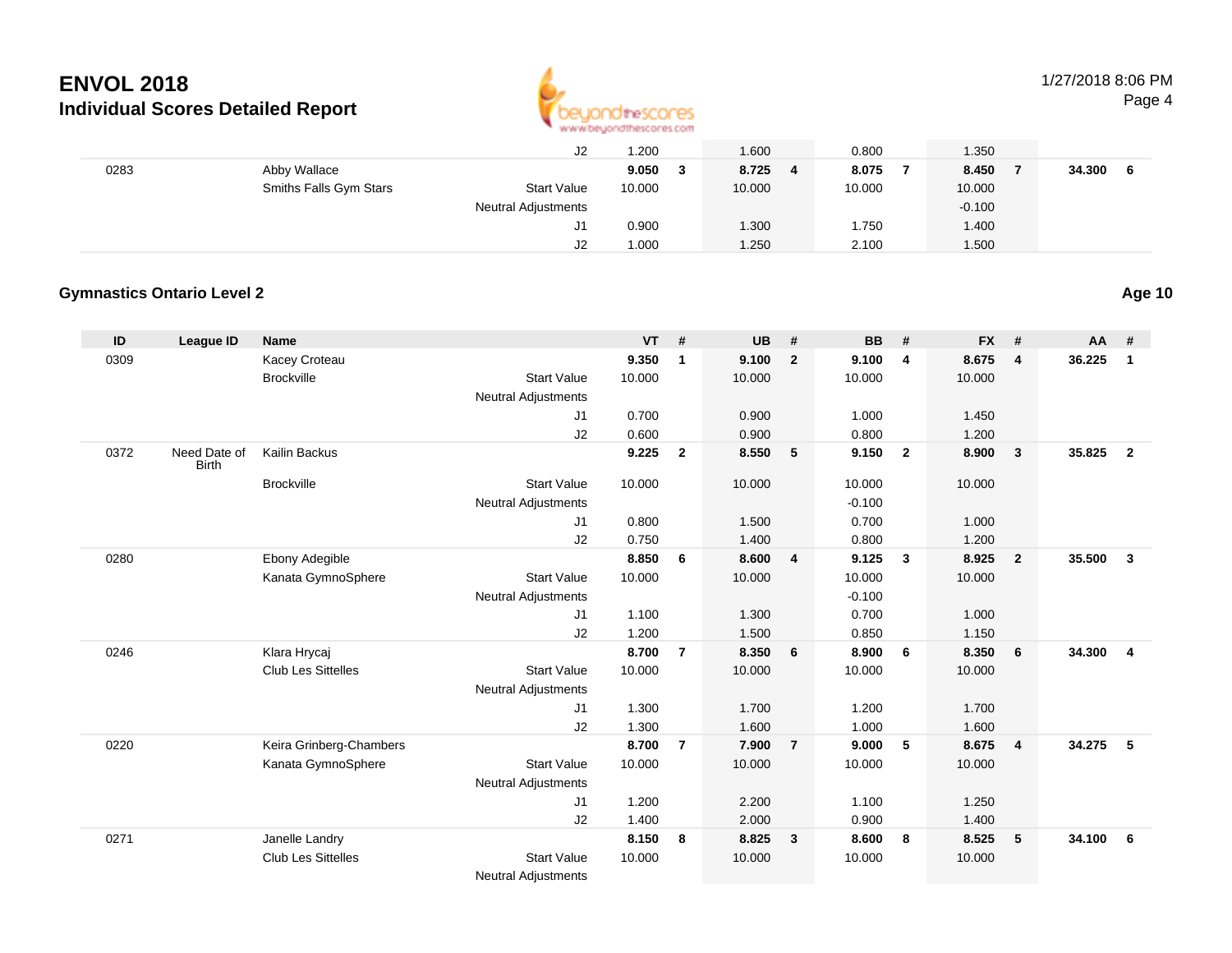# ENVOL 2018
## Individual Scores Detailed Report

1/27/2018 8:06 PM

| ID | League ID | Name | | VT | # | UB | # | BB | # | FX | # | AA | # |
|---|---|---|---|---|---|---|---|---|---|---|---|---|---|
| | | | J2 | 1.200 | | 1.600 | | 0.800 | | 1.350 | | | |
| 0283 | | Abby Wallace | | **9.050** | **3** | **8.725** | **4** | **8.075** | **7** | **8.450** | **7** | **34.300** | **6** |
| | | Smiths Falls Gym Stars | Start Value | 10.000 | | 10.000 | | 10.000 | | 10.000 | | | |
| | | | Neutral Adjustments | | | | | | | -0.100 | | | |
| | | | J1 | 0.900 | | 1.300 | | 1.750 | | 1.400 | | | |
| | | | J2 | 1.000 | | 1.250 | | 2.100 | | 1.500 | | | |

### Gymnastics Ontario Level 2

Age 10

| ID | League ID | Name | | VT | # | UB | # | BB | # | FX | # | AA | # |
|---|---|---|---|---|---|---|---|---|---|---|---|---|---|
| 0309 | | Kacey Croteau | | **9.350** | **1** | **9.100** | **2** | **9.100** | **4** | **8.675** | **4** | **36.225** | **1** |
| | | Brockville | Start Value | 10.000 | | 10.000 | | 10.000 | | 10.000 | | | |
| | | | Neutral Adjustments | | | | | | | | | | |
| | | | J1 | 0.700 | | 0.900 | | 1.000 | | 1.450 | | | |
| | | | J2 | 0.600 | | 0.900 | | 0.800 | | 1.200 | | | |
| 0372 | Need Date of Birth | Kailin Backus | | **9.225** | **2** | **8.550** | **5** | **9.150** | **2** | **8.900** | **3** | **35.825** | **2** |
| | | Brockville | Start Value | 10.000 | | 10.000 | | 10.000 | | 10.000 | | | |
| | | | Neutral Adjustments | | | | | -0.100 | | | | | |
| | | | J1 | 0.800 | | 1.500 | | 0.700 | | 1.000 | | | |
| | | | J2 | 0.750 | | 1.400 | | 0.800 | | 1.200 | | | |
| 0280 | | Ebony Adegible | | **8.850** | **6** | **8.600** | **4** | **9.125** | **3** | **8.925** | **2** | **35.500** | **3** |
| | | Kanata GymnoSphere | Start Value | 10.000 | | 10.000 | | 10.000 | | 10.000 | | | |
| | | | Neutral Adjustments | | | | | -0.100 | | | | | |
| | | | J1 | 1.100 | | 1.300 | | 0.700 | | 1.000 | | | |
| | | | J2 | 1.200 | | 1.500 | | 0.850 | | 1.150 | | | |
| 0246 | | Klara Hrycaj | | **8.700** | **7** | **8.350** | **6** | **8.900** | **6** | **8.350** | **6** | **34.300** | **4** |
| | | Club Les Sittelles | Start Value | 10.000 | | 10.000 | | 10.000 | | 10.000 | | | |
| | | | Neutral Adjustments | | | | | | | | | | |
| | | | J1 | 1.300 | | 1.700 | | 1.200 | | 1.700 | | | |
| | | | J2 | 1.300 | | 1.600 | | 1.000 | | 1.600 | | | |
| 0220 | | Keira Grinberg-Chambers | | **8.700** | **7** | **7.900** | **7** | **9.000** | **5** | **8.675** | **4** | **34.275** | **5** |
| | | Kanata GymnoSphere | Start Value | 10.000 | | 10.000 | | 10.000 | | 10.000 | | | |
| | | | Neutral Adjustments | | | | | | | | | | |
| | | | J1 | 1.200 | | 2.200 | | 1.100 | | 1.250 | | | |
| | | | J2 | 1.400 | | 2.000 | | 0.900 | | 1.400 | | | |
| 0271 | | Janelle Landry | | **8.150** | **8** | **8.825** | **3** | **8.600** | **8** | **8.525** | **5** | **34.100** | **6** |
| | | Club Les Sittelles | Start Value | 10.000 | | 10.000 | | 10.000 | | 10.000 | | | |
| | | | Neutral Adjustments | | | | | | | | | | |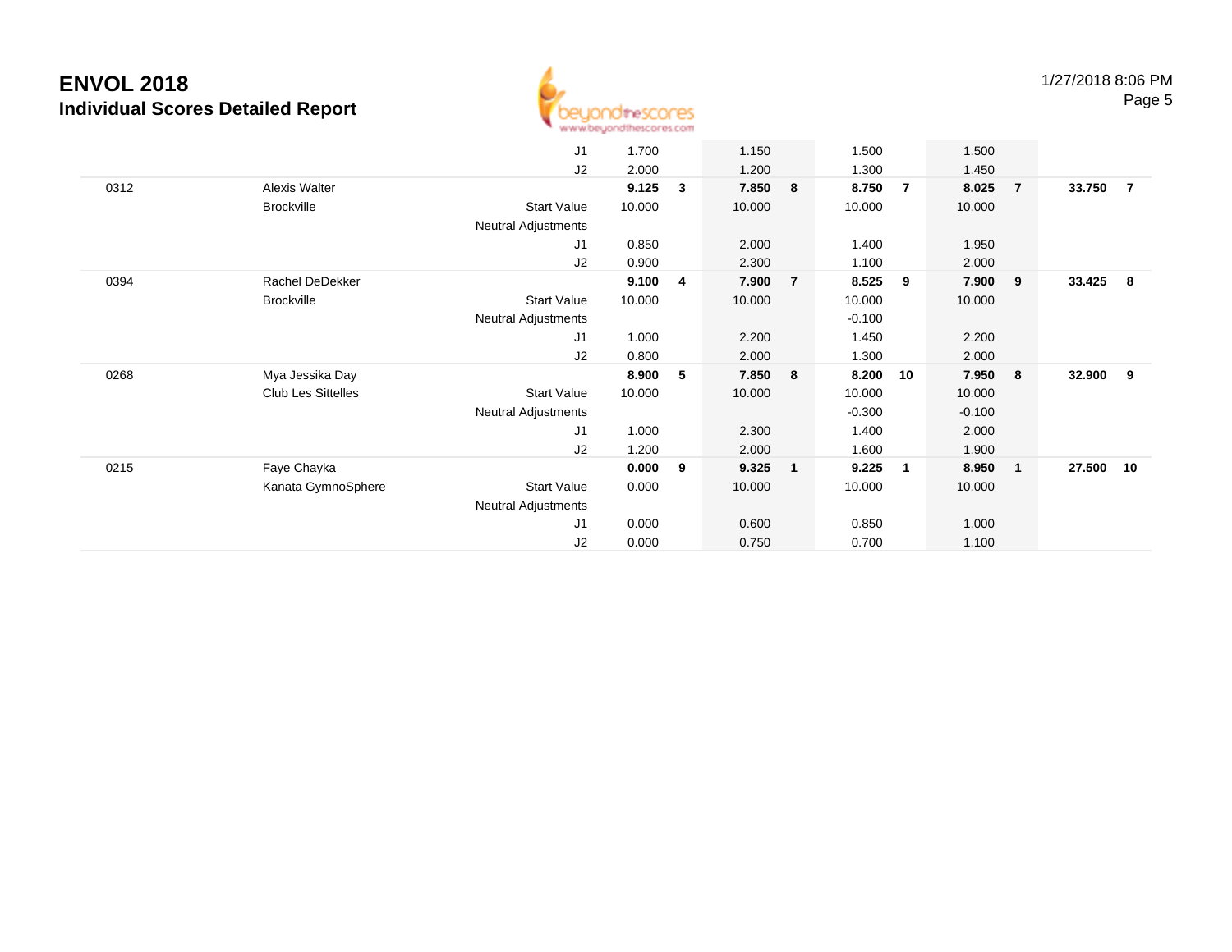# ENVOL 2018

## Individual Scores Detailed Report

1/27/2018 8:06 PM

| | | | | | | | | | | | | |
|---|---|---|---|---|---|---|---|---|---|---|---|---|
| | | J1 | 1.700 | | 1.150 | | 1.500 | | 1.500 | | | |
| | | J2 | 2.000 | | 1.200 | | 1.300 | | 1.450 | | | |
| 0312 | Alexis Walter | | **9.125** | **3** | **7.850** | **8** | **8.750** | **7** | **8.025** | **7** | **33.750** | **7** |
| | Brockville | Start Value | 10.000 | | 10.000 | | 10.000 | | 10.000 | | | |
| | | Neutral Adjustments | | | | | | | | | | |
| | | J1 | 0.850 | | 2.000 | | 1.400 | | 1.950 | | | |
| | | J2 | 0.900 | | 2.300 | | 1.100 | | 2.000 | | | |
| 0394 | Rachel DeDekker | | **9.100** | **4** | **7.900** | **7** | **8.525** | **9** | **7.900** | **9** | **33.425** | **8** |
| | Brockville | Start Value | 10.000 | | 10.000 | | 10.000 | | 10.000 | | | |
| | | Neutral Adjustments | | | | | -0.100 | | | | | |
| | | J1 | 1.000 | | 2.200 | | 1.450 | | 2.200 | | | |
| | | J2 | 0.800 | | 2.000 | | 1.300 | | 2.000 | | | |
| 0268 | Mya Jessika Day | | **8.900** | **5** | **7.850** | **8** | **8.200** | **10** | **7.950** | **8** | **32.900** | **9** |
| | Club Les Sittelles | Start Value | 10.000 | | 10.000 | | 10.000 | | 10.000 | | | |
| | | Neutral Adjustments | | | | | -0.300 | | -0.100 | | | |
| | | J1 | 1.000 | | 2.300 | | 1.400 | | 2.000 | | | |
| | | J2 | 1.200 | | 2.000 | | 1.600 | | 1.900 | | | |
| 0215 | Faye Chayka | | **0.000** | **9** | **9.325** | **1** | **9.225** | **1** | **8.950** | **1** | **27.500** | **10** |
| | Kanata GymnoSphere | Start Value | 0.000 | | 10.000 | | 10.000 | | 10.000 | | | |
| | | Neutral Adjustments | | | | | | | | | | |
| | | J1 | 0.000 | | 0.600 | | 0.850 | | 1.000 | | | |
| | | J2 | 0.000 | | 0.750 | | 0.700 | | 1.100 | | | |